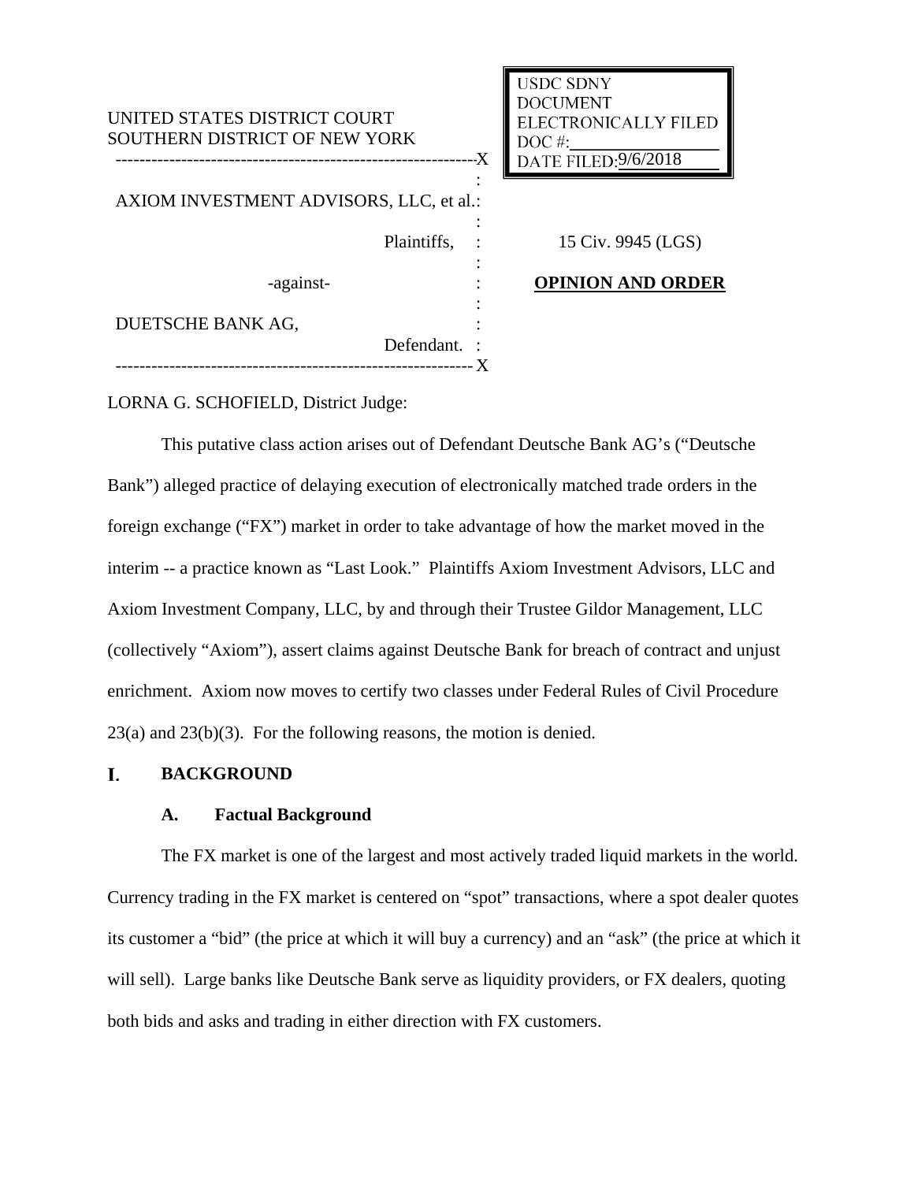UNITED STATES DISTRICT COURT
SOUTHERN DISTRICT OF NEW YORK

USDC SDNY
DOCUMENT
ELECTRONICALLY FILED
DOC #:
DATE FILED: 9/6/2018

AXIOM INVESTMENT ADVISORS, LLC, et al.,

Plaintiffs,

-against-

DUETSCHE BANK AG,

Defendant.

15 Civ. 9945 (LGS)

**OPINION AND ORDER**

LORNA G. SCHOFIELD, District Judge:

This putative class action arises out of Defendant Deutsche Bank AG's ("Deutsche Bank") alleged practice of delaying execution of electronically matched trade orders in the foreign exchange ("FX") market in order to take advantage of how the market moved in the interim -- a practice known as "Last Look." Plaintiffs Axiom Investment Advisors, LLC and Axiom Investment Company, LLC, by and through their Trustee Gildor Management, LLC (collectively "Axiom"), assert claims against Deutsche Bank for breach of contract and unjust enrichment. Axiom now moves to certify two classes under Federal Rules of Civil Procedure 23(a) and 23(b)(3). For the following reasons, the motion is denied.

## I. BACKGROUND

### A. Factual Background

The FX market is one of the largest and most actively traded liquid markets in the world. Currency trading in the FX market is centered on "spot" transactions, where a spot dealer quotes its customer a "bid" (the price at which it will buy a currency) and an "ask" (the price at which it will sell). Large banks like Deutsche Bank serve as liquidity providers, or FX dealers, quoting both bids and asks and trading in either direction with FX customers.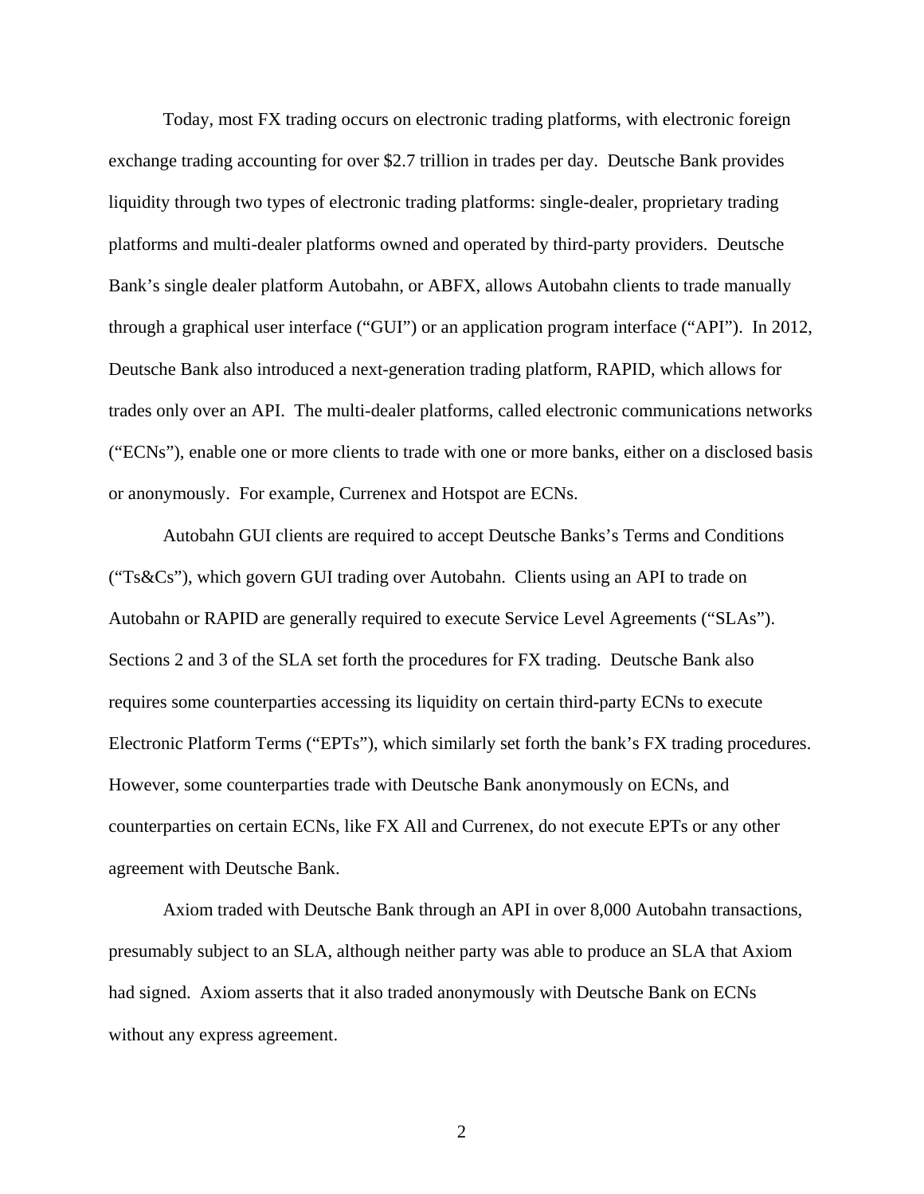Today, most FX trading occurs on electronic trading platforms, with electronic foreign exchange trading accounting for over $2.7 trillion in trades per day. Deutsche Bank provides liquidity through two types of electronic trading platforms: single-dealer, proprietary trading platforms and multi-dealer platforms owned and operated by third-party providers. Deutsche Bank's single dealer platform Autobahn, or ABFX, allows Autobahn clients to trade manually through a graphical user interface ("GUI") or an application program interface ("API"). In 2012, Deutsche Bank also introduced a next-generation trading platform, RAPID, which allows for trades only over an API. The multi-dealer platforms, called electronic communications networks ("ECNs"), enable one or more clients to trade with one or more banks, either on a disclosed basis or anonymously. For example, Currenex and Hotspot are ECNs.

Autobahn GUI clients are required to accept Deutsche Banks's Terms and Conditions ("Ts&Cs"), which govern GUI trading over Autobahn. Clients using an API to trade on Autobahn or RAPID are generally required to execute Service Level Agreements ("SLAs"). Sections 2 and 3 of the SLA set forth the procedures for FX trading. Deutsche Bank also requires some counterparties accessing its liquidity on certain third-party ECNs to execute Electronic Platform Terms ("EPTs"), which similarly set forth the bank's FX trading procedures. However, some counterparties trade with Deutsche Bank anonymously on ECNs, and counterparties on certain ECNs, like FX All and Currenex, do not execute EPTs or any other agreement with Deutsche Bank.

Axiom traded with Deutsche Bank through an API in over 8,000 Autobahn transactions, presumably subject to an SLA, although neither party was able to produce an SLA that Axiom had signed. Axiom asserts that it also traded anonymously with Deutsche Bank on ECNs without any express agreement.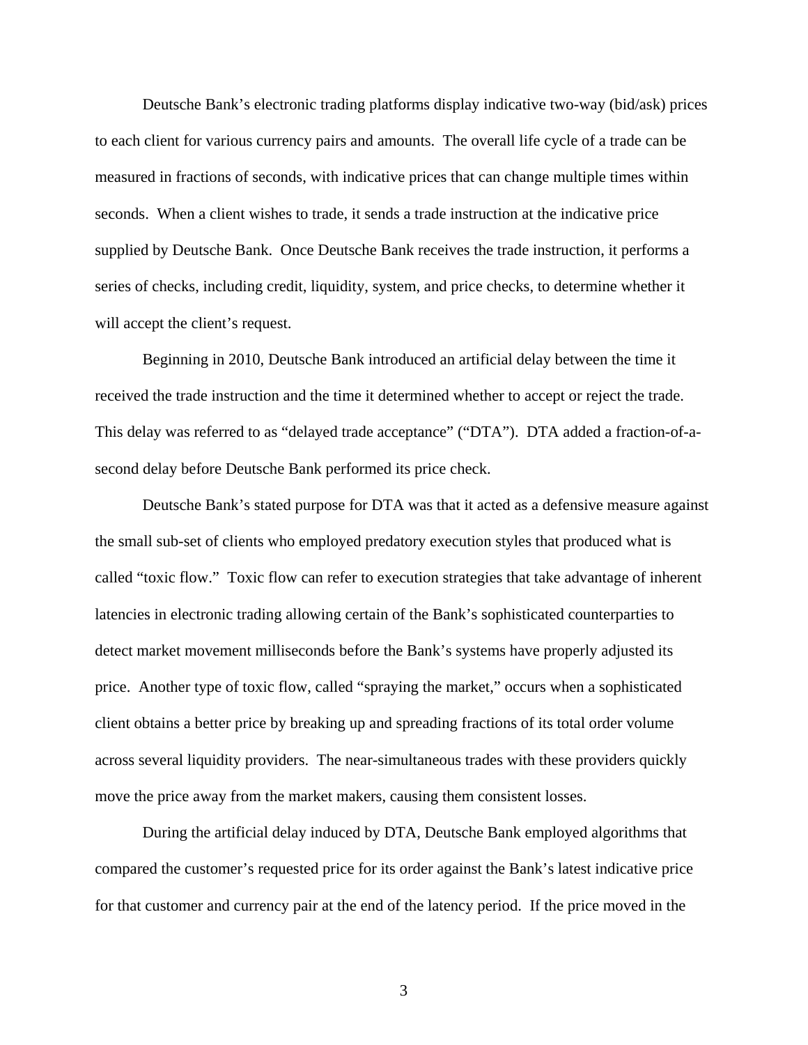Deutsche Bank's electronic trading platforms display indicative two-way (bid/ask) prices to each client for various currency pairs and amounts. The overall life cycle of a trade can be measured in fractions of seconds, with indicative prices that can change multiple times within seconds. When a client wishes to trade, it sends a trade instruction at the indicative price supplied by Deutsche Bank. Once Deutsche Bank receives the trade instruction, it performs a series of checks, including credit, liquidity, system, and price checks, to determine whether it will accept the client's request.

Beginning in 2010, Deutsche Bank introduced an artificial delay between the time it received the trade instruction and the time it determined whether to accept or reject the trade. This delay was referred to as "delayed trade acceptance" ("DTA"). DTA added a fraction-of-a-second delay before Deutsche Bank performed its price check.

Deutsche Bank's stated purpose for DTA was that it acted as a defensive measure against the small sub-set of clients who employed predatory execution styles that produced what is called "toxic flow." Toxic flow can refer to execution strategies that take advantage of inherent latencies in electronic trading allowing certain of the Bank's sophisticated counterparties to detect market movement milliseconds before the Bank's systems have properly adjusted its price. Another type of toxic flow, called "spraying the market," occurs when a sophisticated client obtains a better price by breaking up and spreading fractions of its total order volume across several liquidity providers. The near-simultaneous trades with these providers quickly move the price away from the market makers, causing them consistent losses.

During the artificial delay induced by DTA, Deutsche Bank employed algorithms that compared the customer's requested price for its order against the Bank's latest indicative price for that customer and currency pair at the end of the latency period. If the price moved in the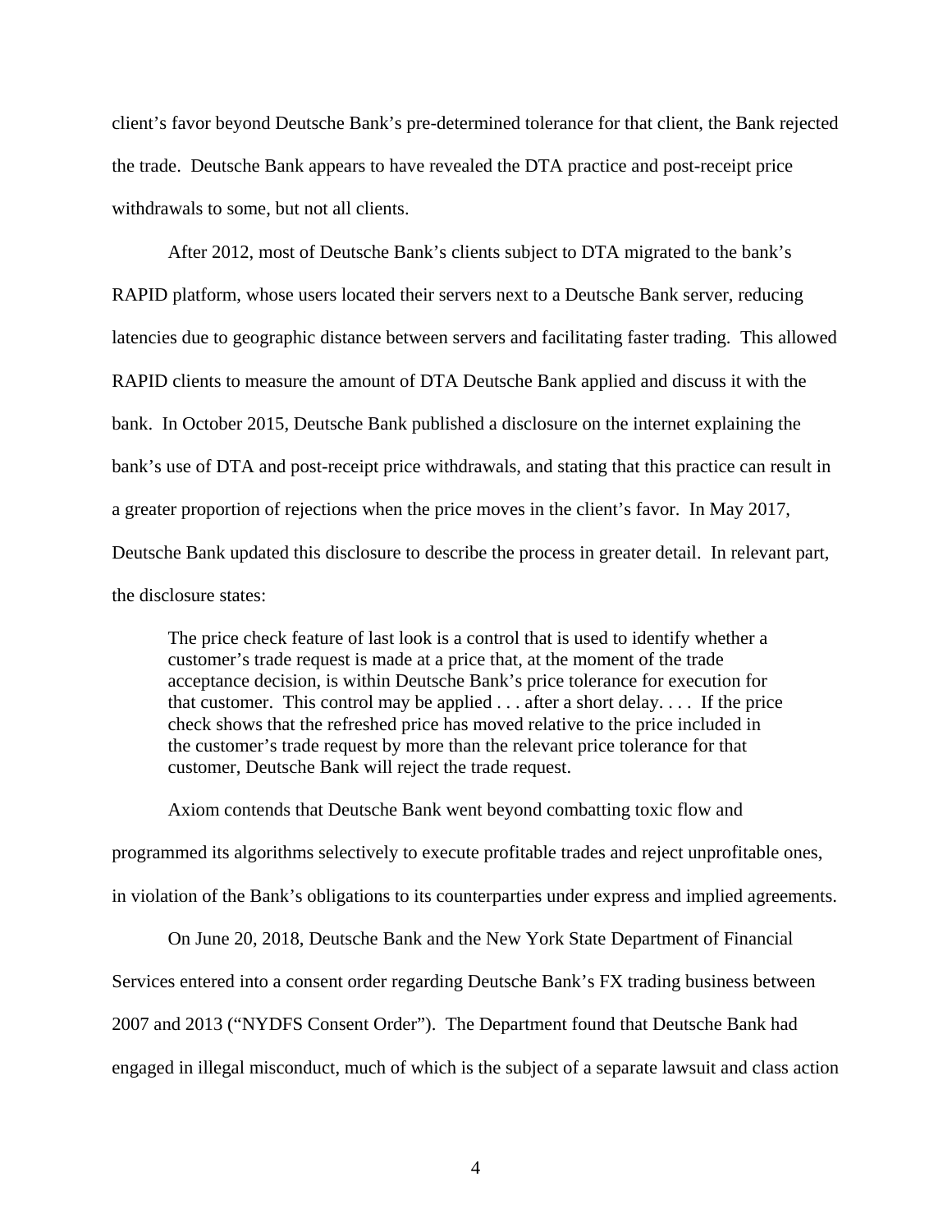client's favor beyond Deutsche Bank's pre-determined tolerance for that client, the Bank rejected the trade. Deutsche Bank appears to have revealed the DTA practice and post-receipt price withdrawals to some, but not all clients.

After 2012, most of Deutsche Bank's clients subject to DTA migrated to the bank's RAPID platform, whose users located their servers next to a Deutsche Bank server, reducing latencies due to geographic distance between servers and facilitating faster trading. This allowed RAPID clients to measure the amount of DTA Deutsche Bank applied and discuss it with the bank. In October 2015, Deutsche Bank published a disclosure on the internet explaining the bank's use of DTA and post-receipt price withdrawals, and stating that this practice can result in a greater proportion of rejections when the price moves in the client's favor. In May 2017, Deutsche Bank updated this disclosure to describe the process in greater detail. In relevant part, the disclosure states:

> The price check feature of last look is a control that is used to identify whether a customer's trade request is made at a price that, at the moment of the trade acceptance decision, is within Deutsche Bank's price tolerance for execution for that customer. This control may be applied . . . after a short delay. . . . If the price check shows that the refreshed price has moved relative to the price included in the customer's trade request by more than the relevant price tolerance for that customer, Deutsche Bank will reject the trade request.

Axiom contends that Deutsche Bank went beyond combatting toxic flow and programmed its algorithms selectively to execute profitable trades and reject unprofitable ones, in violation of the Bank's obligations to its counterparties under express and implied agreements.

On June 20, 2018, Deutsche Bank and the New York State Department of Financial Services entered into a consent order regarding Deutsche Bank's FX trading business between 2007 and 2013 ("NYDFS Consent Order"). The Department found that Deutsche Bank had engaged in illegal misconduct, much of which is the subject of a separate lawsuit and class action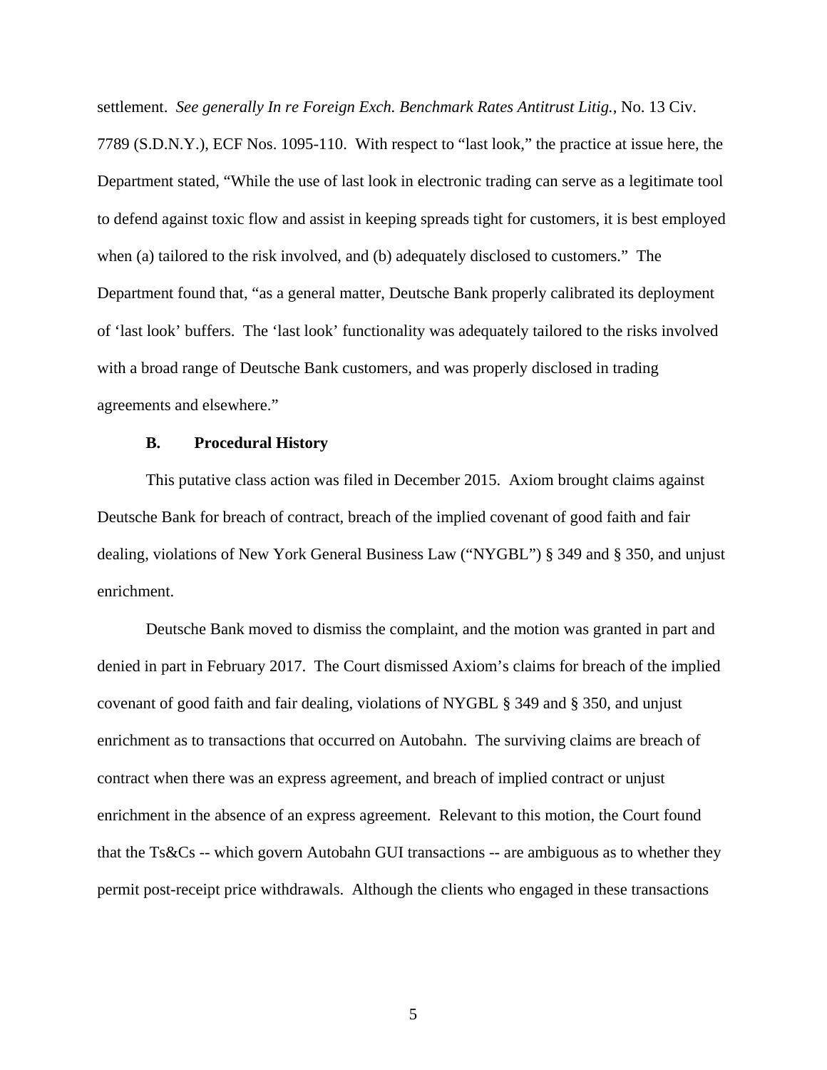settlement. *See generally In re Foreign Exch. Benchmark Rates Antitrust Litig.*, No. 13 Civ. 7789 (S.D.N.Y.), ECF Nos. 1095-110. With respect to "last look," the practice at issue here, the Department stated, "While the use of last look in electronic trading can serve as a legitimate tool to defend against toxic flow and assist in keeping spreads tight for customers, it is best employed when (a) tailored to the risk involved, and (b) adequately disclosed to customers." The Department found that, "as a general matter, Deutsche Bank properly calibrated its deployment of 'last look' buffers. The 'last look' functionality was adequately tailored to the risks involved with a broad range of Deutsche Bank customers, and was properly disclosed in trading agreements and elsewhere."

### B. Procedural History

This putative class action was filed in December 2015. Axiom brought claims against Deutsche Bank for breach of contract, breach of the implied covenant of good faith and fair dealing, violations of New York General Business Law ("NYGBL") § 349 and § 350, and unjust enrichment.

Deutsche Bank moved to dismiss the complaint, and the motion was granted in part and denied in part in February 2017. The Court dismissed Axiom's claims for breach of the implied covenant of good faith and fair dealing, violations of NYGBL § 349 and § 350, and unjust enrichment as to transactions that occurred on Autobahn. The surviving claims are breach of contract when there was an express agreement, and breach of implied contract or unjust enrichment in the absence of an express agreement. Relevant to this motion, the Court found that the Ts&Cs -- which govern Autobahn GUI transactions -- are ambiguous as to whether they permit post-receipt price withdrawals. Although the clients who engaged in these transactions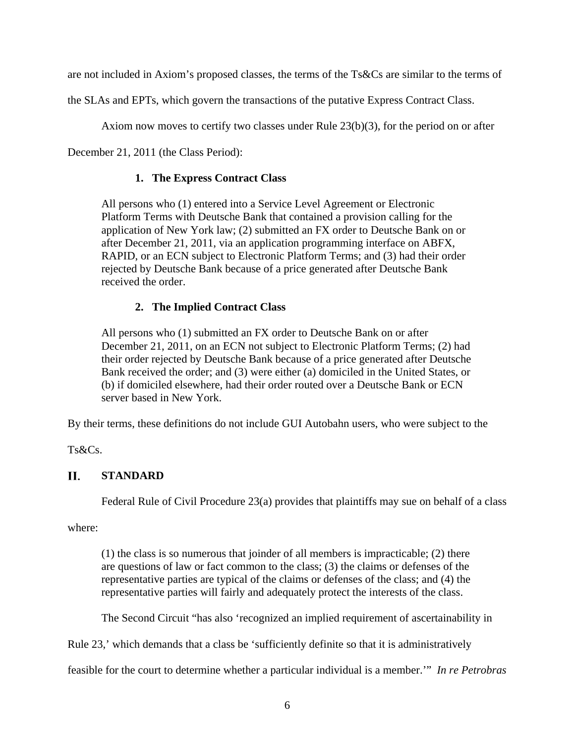are not included in Axiom's proposed classes, the terms of the Ts&Cs are similar to the terms of the SLAs and EPTs, which govern the transactions of the putative Express Contract Class.

Axiom now moves to certify two classes under Rule 23(b)(3), for the period on or after December 21, 2011 (the Class Period):

### 1. The Express Contract Class

> All persons who (1) entered into a Service Level Agreement or Electronic Platform Terms with Deutsche Bank that contained a provision calling for the application of New York law; (2) submitted an FX order to Deutsche Bank on or after December 21, 2011, via an application programming interface on ABFX, RAPID, or an ECN subject to Electronic Platform Terms; and (3) had their order rejected by Deutsche Bank because of a price generated after Deutsche Bank received the order.

### 2. The Implied Contract Class

> All persons who (1) submitted an FX order to Deutsche Bank on or after December 21, 2011, on an ECN not subject to Electronic Platform Terms; (2) had their order rejected by Deutsche Bank because of a price generated after Deutsche Bank received the order; and (3) were either (a) domiciled in the United States, or (b) if domiciled elsewhere, had their order routed over a Deutsche Bank or ECN server based in New York.

By their terms, these definitions do not include GUI Autobahn users, who were subject to the Ts&Cs.

## II. STANDARD

Federal Rule of Civil Procedure 23(a) provides that plaintiffs may sue on behalf of a class where:

> (1) the class is so numerous that joinder of all members is impracticable; (2) there are questions of law or fact common to the class; (3) the claims or defenses of the representative parties are typical of the claims or defenses of the class; and (4) the representative parties will fairly and adequately protect the interests of the class.

The Second Circuit "has also 'recognized an implied requirement of ascertainability in Rule 23,' which demands that a class be 'sufficiently definite so that it is administratively feasible for the court to determine whether a particular individual is a member.'" *In re Petrobras*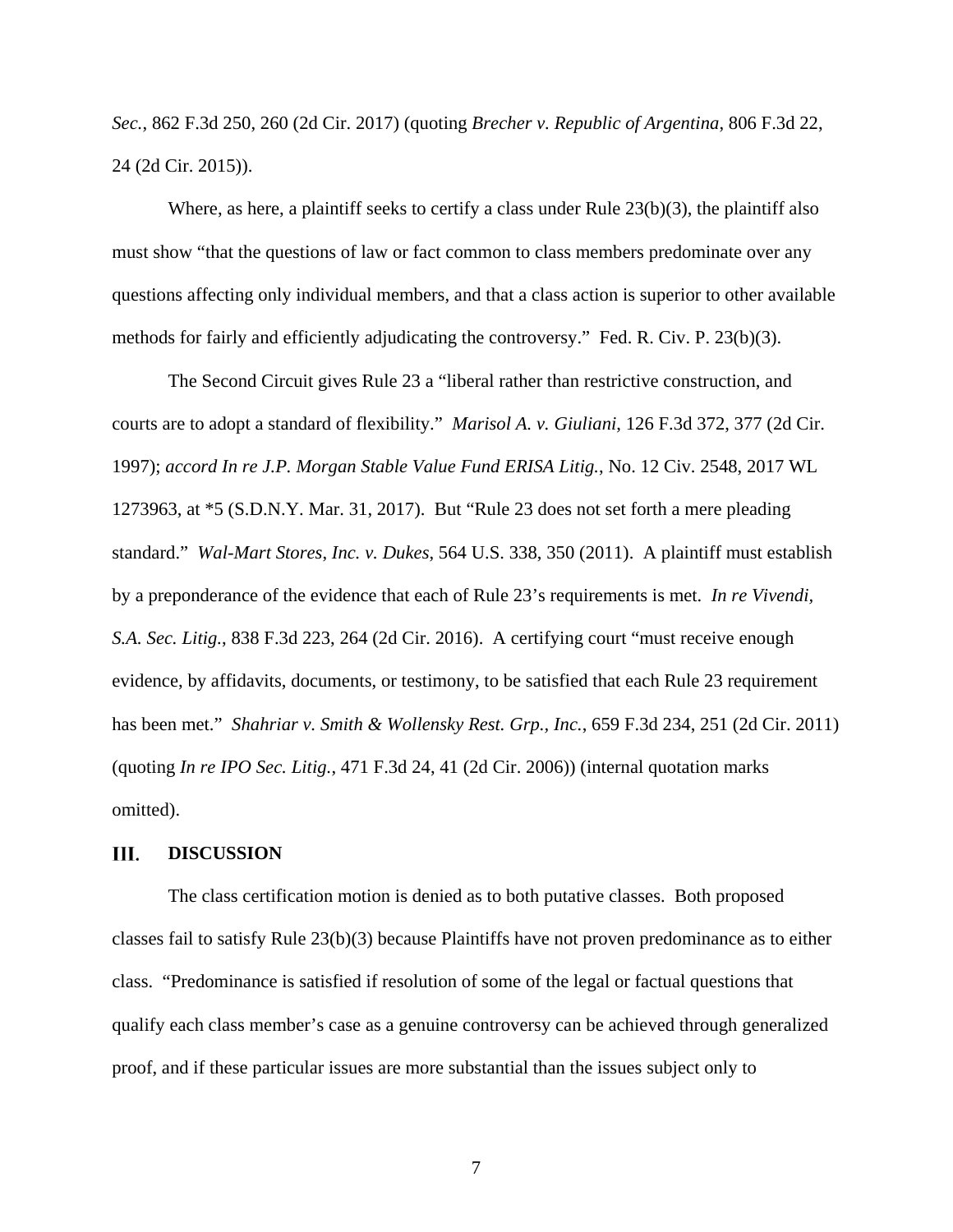*Sec.*, 862 F.3d 250, 260 (2d Cir. 2017) (quoting *Brecher v. Republic of Argentina*, 806 F.3d 22, 24 (2d Cir. 2015)).

Where, as here, a plaintiff seeks to certify a class under Rule 23(b)(3), the plaintiff also must show "that the questions of law or fact common to class members predominate over any questions affecting only individual members, and that a class action is superior to other available methods for fairly and efficiently adjudicating the controversy." Fed. R. Civ. P. 23(b)(3).

The Second Circuit gives Rule 23 a "liberal rather than restrictive construction, and courts are to adopt a standard of flexibility." *Marisol A. v. Giuliani*, 126 F.3d 372, 377 (2d Cir. 1997); *accord In re J.P. Morgan Stable Value Fund ERISA Litig.*, No. 12 Civ. 2548, 2017 WL 1273963, at *5 (S.D.N.Y. Mar. 31, 2017). But "Rule 23 does not set forth a mere pleading standard." *Wal-Mart Stores, Inc. v. Dukes*, 564 U.S. 338, 350 (2011). A plaintiff must establish by a preponderance of the evidence that each of Rule 23's requirements is met. *In re Vivendi, S.A. Sec. Litig.*, 838 F.3d 223, 264 (2d Cir. 2016). A certifying court "must receive enough evidence, by affidavits, documents, or testimony, to be satisfied that each Rule 23 requirement has been met." *Shahriar v. Smith & Wollensky Rest. Grp., Inc.*, 659 F.3d 234, 251 (2d Cir. 2011) (quoting *In re IPO Sec. Litig.*, 471 F.3d 24, 41 (2d Cir. 2006)) (internal quotation marks omitted).

## III. DISCUSSION

The class certification motion is denied as to both putative classes. Both proposed classes fail to satisfy Rule 23(b)(3) because Plaintiffs have not proven predominance as to either class. "Predominance is satisfied if resolution of some of the legal or factual questions that qualify each class member's case as a genuine controversy can be achieved through generalized proof, and if these particular issues are more substantial than the issues subject only to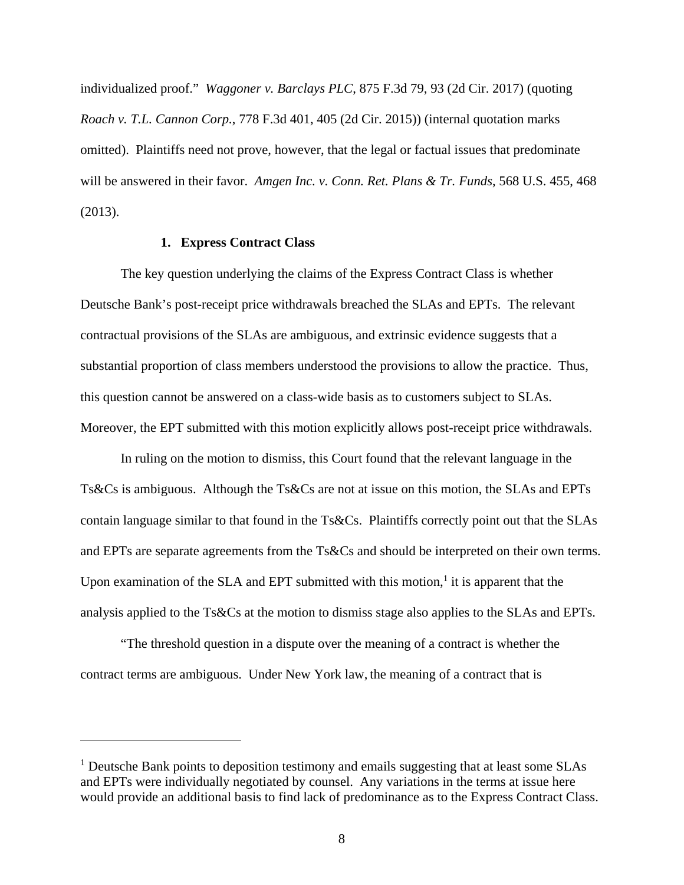individualized proof." *Waggoner v. Barclays PLC*, 875 F.3d 79, 93 (2d Cir. 2017) (quoting *Roach v. T.L. Cannon Corp.*, 778 F.3d 401, 405 (2d Cir. 2015)) (internal quotation marks omitted). Plaintiffs need not prove, however, that the legal or factual issues that predominate will be answered in their favor. *Amgen Inc. v. Conn. Ret. Plans & Tr. Funds*, 568 U.S. 455, 468 (2013).

### 1. Express Contract Class

The key question underlying the claims of the Express Contract Class is whether Deutsche Bank's post-receipt price withdrawals breached the SLAs and EPTs. The relevant contractual provisions of the SLAs are ambiguous, and extrinsic evidence suggests that a substantial proportion of class members understood the provisions to allow the practice. Thus, this question cannot be answered on a class-wide basis as to customers subject to SLAs. Moreover, the EPT submitted with this motion explicitly allows post-receipt price withdrawals.

In ruling on the motion to dismiss, this Court found that the relevant language in the Ts&Cs is ambiguous. Although the Ts&Cs are not at issue on this motion, the SLAs and EPTs contain language similar to that found in the Ts&Cs. Plaintiffs correctly point out that the SLAs and EPTs are separate agreements from the Ts&Cs and should be interpreted on their own terms. Upon examination of the SLA and EPT submitted with this motion,[1] it is apparent that the analysis applied to the Ts&Cs at the motion to dismiss stage also applies to the SLAs and EPTs.

"The threshold question in a dispute over the meaning of a contract is whether the contract terms are ambiguous. Under New York law, the meaning of a contract that is

---

[1] Deutsche Bank points to deposition testimony and emails suggesting that at least some SLAs and EPTs were individually negotiated by counsel. Any variations in the terms at issue here would provide an additional basis to find lack of predominance as to the Express Contract Class.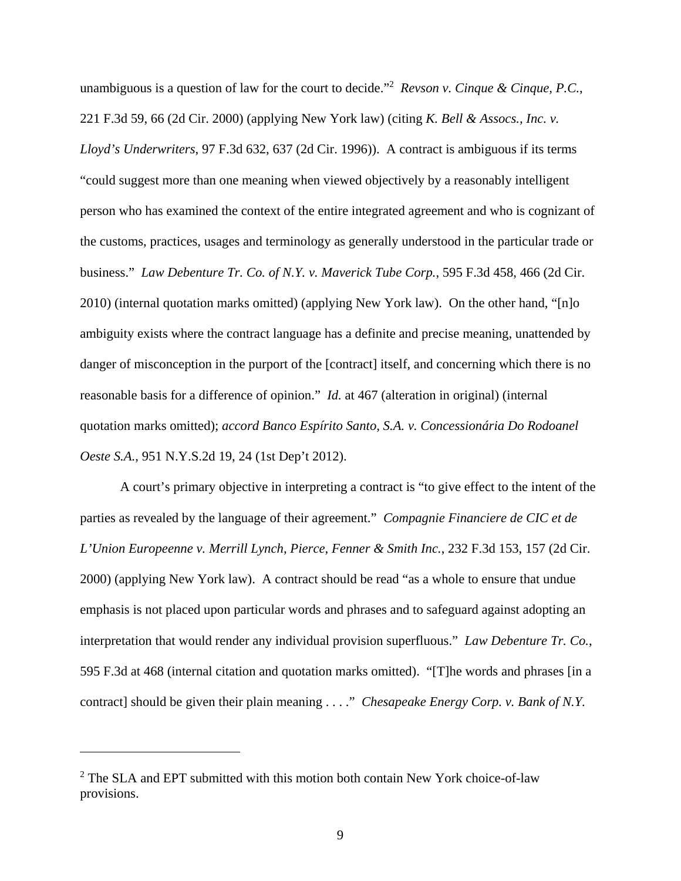unambiguous is a question of law for the court to decide."[2] *Revson v. Cinque & Cinque, P.C.*, 221 F.3d 59, 66 (2d Cir. 2000) (applying New York law) (citing *K. Bell & Assocs., Inc. v. Lloyd's Underwriters*, 97 F.3d 632, 637 (2d Cir. 1996)). A contract is ambiguous if its terms "could suggest more than one meaning when viewed objectively by a reasonably intelligent person who has examined the context of the entire integrated agreement and who is cognizant of the customs, practices, usages and terminology as generally understood in the particular trade or business." *Law Debenture Tr. Co. of N.Y. v. Maverick Tube Corp.*, 595 F.3d 458, 466 (2d Cir. 2010) (internal quotation marks omitted) (applying New York law). On the other hand, "[n]o ambiguity exists where the contract language has a definite and precise meaning, unattended by danger of misconception in the purport of the [contract] itself, and concerning which there is no reasonable basis for a difference of opinion." *Id.* at 467 (alteration in original) (internal quotation marks omitted); *accord Banco Espírito Santo, S.A. v. Concessionária Do Rodoanel Oeste S.A.*, 951 N.Y.S.2d 19, 24 (1st Dep't 2012).

A court's primary objective in interpreting a contract is "to give effect to the intent of the parties as revealed by the language of their agreement." *Compagnie Financiere de CIC et de L'Union Europeenne v. Merrill Lynch, Pierce, Fenner & Smith Inc.*, 232 F.3d 153, 157 (2d Cir. 2000) (applying New York law). A contract should be read "as a whole to ensure that undue emphasis is not placed upon particular words and phrases and to safeguard against adopting an interpretation that would render any individual provision superfluous." *Law Debenture Tr. Co.*, 595 F.3d at 468 (internal citation and quotation marks omitted). "[T]he words and phrases [in a contract] should be given their plain meaning . . . ." *Chesapeake Energy Corp. v. Bank of N.Y.*

---

[2] The SLA and EPT submitted with this motion both contain New York choice-of-law provisions.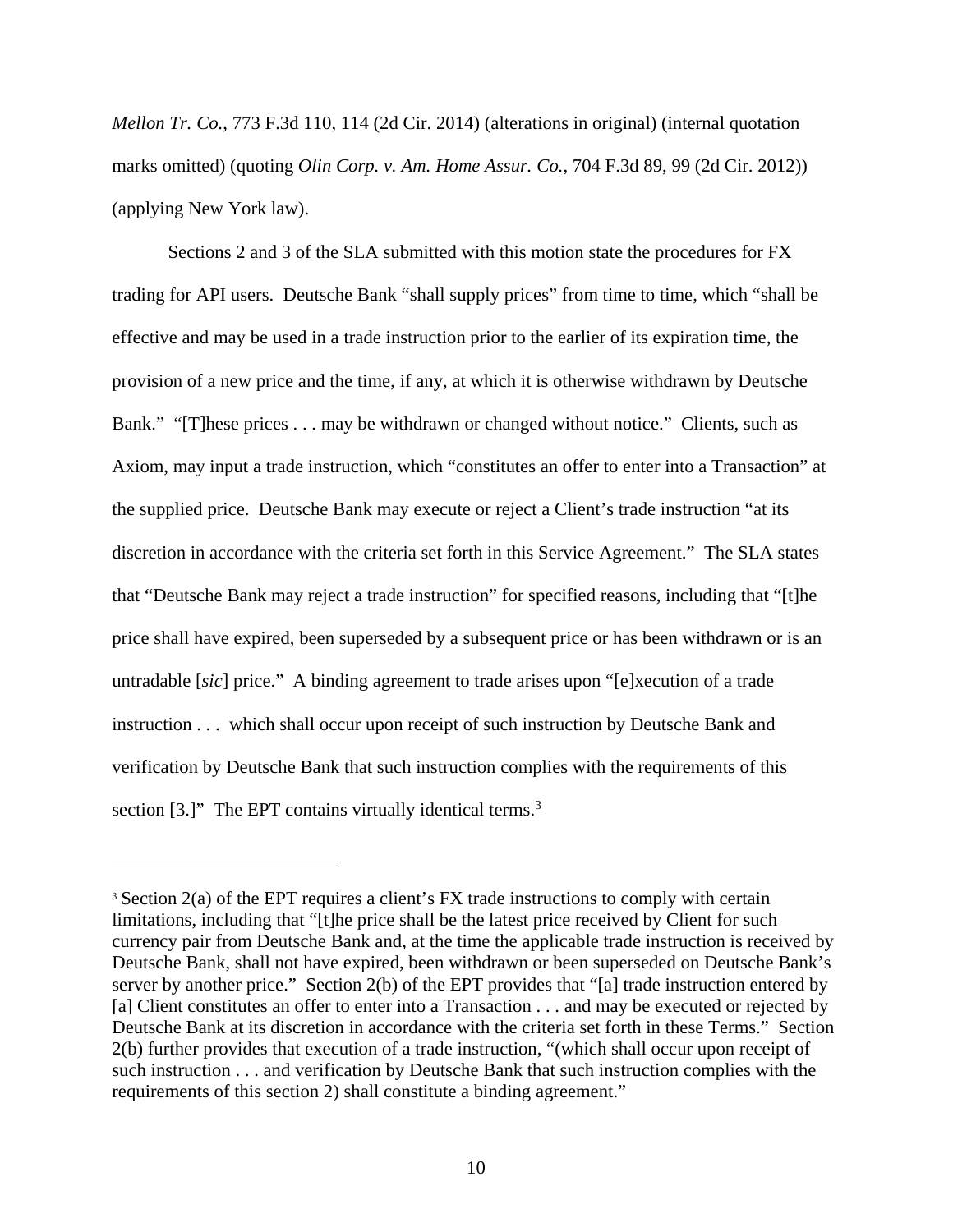*Mellon Tr. Co.*, 773 F.3d 110, 114 (2d Cir. 2014) (alterations in original) (internal quotation marks omitted) (quoting *Olin Corp. v. Am. Home Assur. Co.*, 704 F.3d 89, 99 (2d Cir. 2012)) (applying New York law).

Sections 2 and 3 of the SLA submitted with this motion state the procedures for FX trading for API users. Deutsche Bank "shall supply prices" from time to time, which "shall be effective and may be used in a trade instruction prior to the earlier of its expiration time, the provision of a new price and the time, if any, at which it is otherwise withdrawn by Deutsche Bank." "[T]hese prices . . . may be withdrawn or changed without notice." Clients, such as Axiom, may input a trade instruction, which "constitutes an offer to enter into a Transaction" at the supplied price. Deutsche Bank may execute or reject a Client's trade instruction "at its discretion in accordance with the criteria set forth in this Service Agreement." The SLA states that "Deutsche Bank may reject a trade instruction" for specified reasons, including that "[t]he price shall have expired, been superseded by a subsequent price or has been withdrawn or is an untradable [*sic*] price." A binding agreement to trade arises upon "[e]xecution of a trade instruction . . . which shall occur upon receipt of such instruction by Deutsche Bank and verification by Deutsche Bank that such instruction complies with the requirements of this section [3.]" The EPT contains virtually identical terms.[3]

[3] Section 2(a) of the EPT requires a client's FX trade instructions to comply with certain limitations, including that "[t]he price shall be the latest price received by Client for such currency pair from Deutsche Bank and, at the time the applicable trade instruction is received by Deutsche Bank, shall not have expired, been withdrawn or been superseded on Deutsche Bank's server by another price." Section 2(b) of the EPT provides that "[a] trade instruction entered by [a] Client constitutes an offer to enter into a Transaction . . . and may be executed or rejected by Deutsche Bank at its discretion in accordance with the criteria set forth in these Terms." Section 2(b) further provides that execution of a trade instruction, "(which shall occur upon receipt of such instruction . . . and verification by Deutsche Bank that such instruction complies with the requirements of this section 2) shall constitute a binding agreement."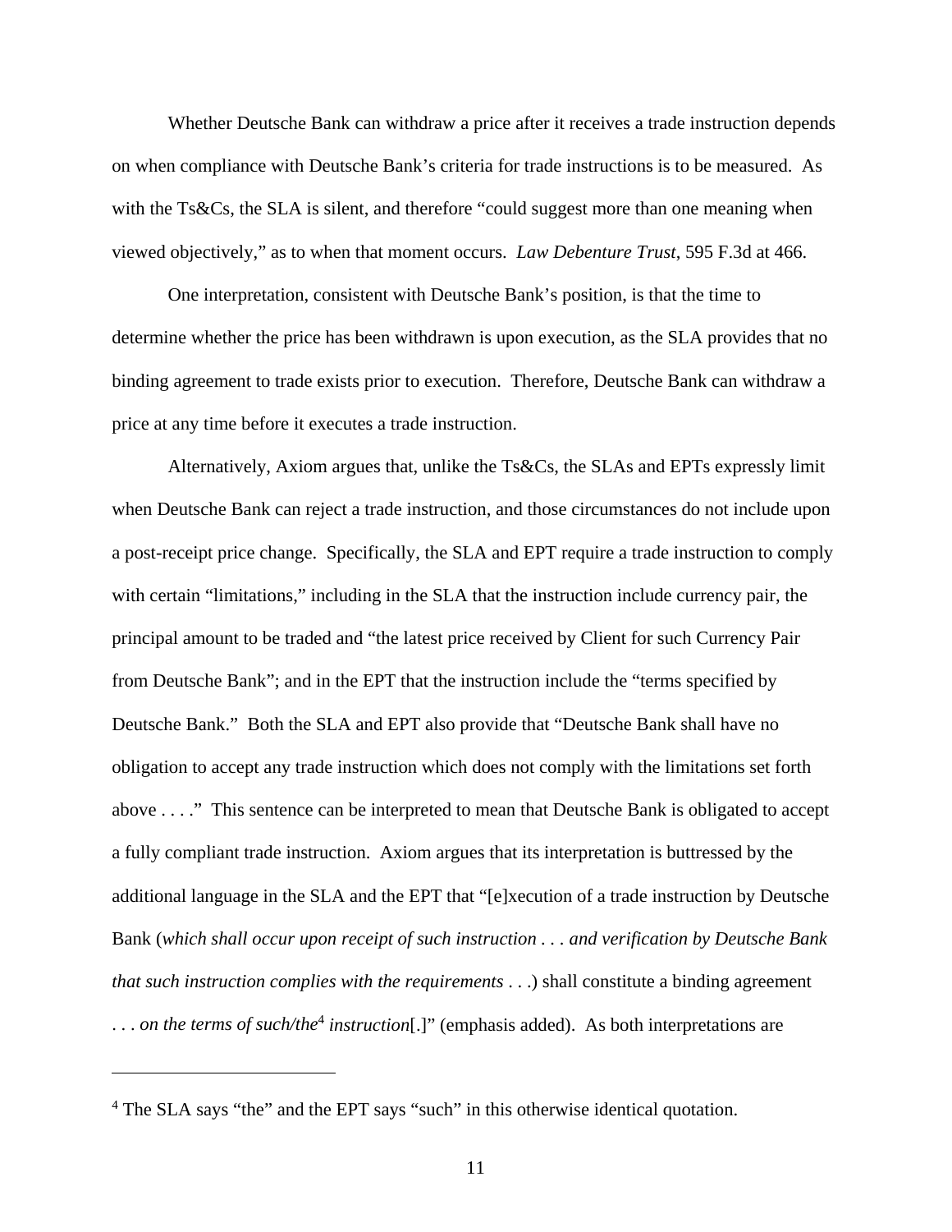Whether Deutsche Bank can withdraw a price after it receives a trade instruction depends on when compliance with Deutsche Bank's criteria for trade instructions is to be measured. As with the Ts&Cs, the SLA is silent, and therefore "could suggest more than one meaning when viewed objectively," as to when that moment occurs. *Law Debenture Trust*, 595 F.3d at 466.

One interpretation, consistent with Deutsche Bank's position, is that the time to determine whether the price has been withdrawn is upon execution, as the SLA provides that no binding agreement to trade exists prior to execution. Therefore, Deutsche Bank can withdraw a price at any time before it executes a trade instruction.

Alternatively, Axiom argues that, unlike the Ts&Cs, the SLAs and EPTs expressly limit when Deutsche Bank can reject a trade instruction, and those circumstances do not include upon a post-receipt price change. Specifically, the SLA and EPT require a trade instruction to comply with certain "limitations," including in the SLA that the instruction include currency pair, the principal amount to be traded and "the latest price received by Client for such Currency Pair from Deutsche Bank"; and in the EPT that the instruction include the "terms specified by Deutsche Bank." Both the SLA and EPT also provide that "Deutsche Bank shall have no obligation to accept any trade instruction which does not comply with the limitations set forth above . . . ." This sentence can be interpreted to mean that Deutsche Bank is obligated to accept a fully compliant trade instruction. Axiom argues that its interpretation is buttressed by the additional language in the SLA and the EPT that "[e]xecution of a trade instruction by Deutsche Bank (*which shall occur upon receipt of such instruction* . . . *and verification by Deutsche Bank that such instruction complies with the requirements* . . .) shall constitute a binding agreement . . . *on the terms of such/the*[4] *instruction*[.]" (emphasis added). As both interpretations are

[4] The SLA says "the" and the EPT says "such" in this otherwise identical quotation.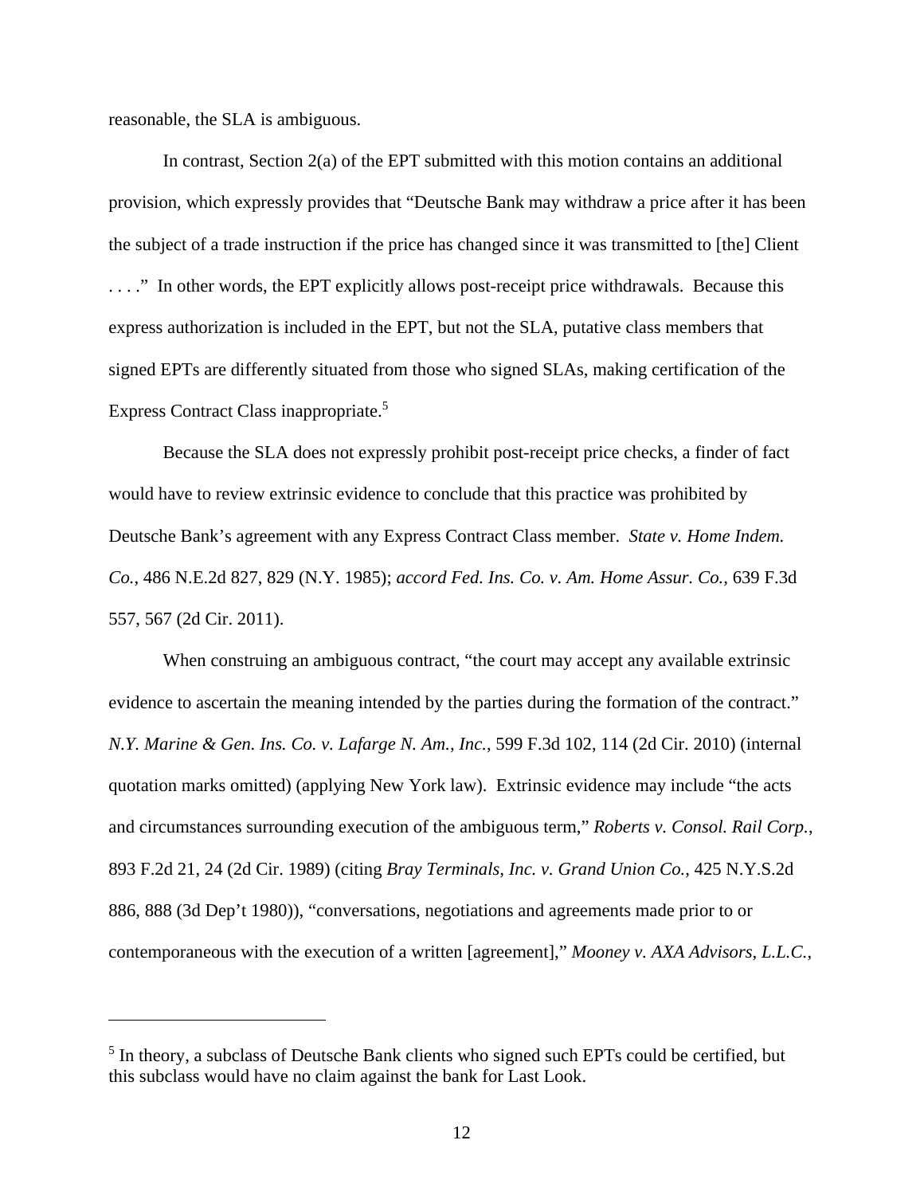reasonable, the SLA is ambiguous.

In contrast, Section 2(a) of the EPT submitted with this motion contains an additional provision, which expressly provides that "Deutsche Bank may withdraw a price after it has been the subject of a trade instruction if the price has changed since it was transmitted to [the] Client . . . ." In other words, the EPT explicitly allows post-receipt price withdrawals. Because this express authorization is included in the EPT, but not the SLA, putative class members that signed EPTs are differently situated from those who signed SLAs, making certification of the Express Contract Class inappropriate.[5]

Because the SLA does not expressly prohibit post-receipt price checks, a finder of fact would have to review extrinsic evidence to conclude that this practice was prohibited by Deutsche Bank's agreement with any Express Contract Class member. *State v. Home Indem. Co.*, 486 N.E.2d 827, 829 (N.Y. 1985); *accord Fed. Ins. Co. v. Am. Home Assur. Co.*, 639 F.3d 557, 567 (2d Cir. 2011).

When construing an ambiguous contract, "the court may accept any available extrinsic evidence to ascertain the meaning intended by the parties during the formation of the contract." *N.Y. Marine & Gen. Ins. Co. v. Lafarge N. Am., Inc.*, 599 F.3d 102, 114 (2d Cir. 2010) (internal quotation marks omitted) (applying New York law). Extrinsic evidence may include "the acts and circumstances surrounding execution of the ambiguous term," *Roberts v. Consol. Rail Corp.*, 893 F.2d 21, 24 (2d Cir. 1989) (citing *Bray Terminals, Inc. v. Grand Union Co.*, 425 N.Y.S.2d 886, 888 (3d Dep't 1980)), "conversations, negotiations and agreements made prior to or contemporaneous with the execution of a written [agreement]," *Mooney v. AXA Advisors, L.L.C.*,

---

[5] In theory, a subclass of Deutsche Bank clients who signed such EPTs could be certified, but this subclass would have no claim against the bank for Last Look.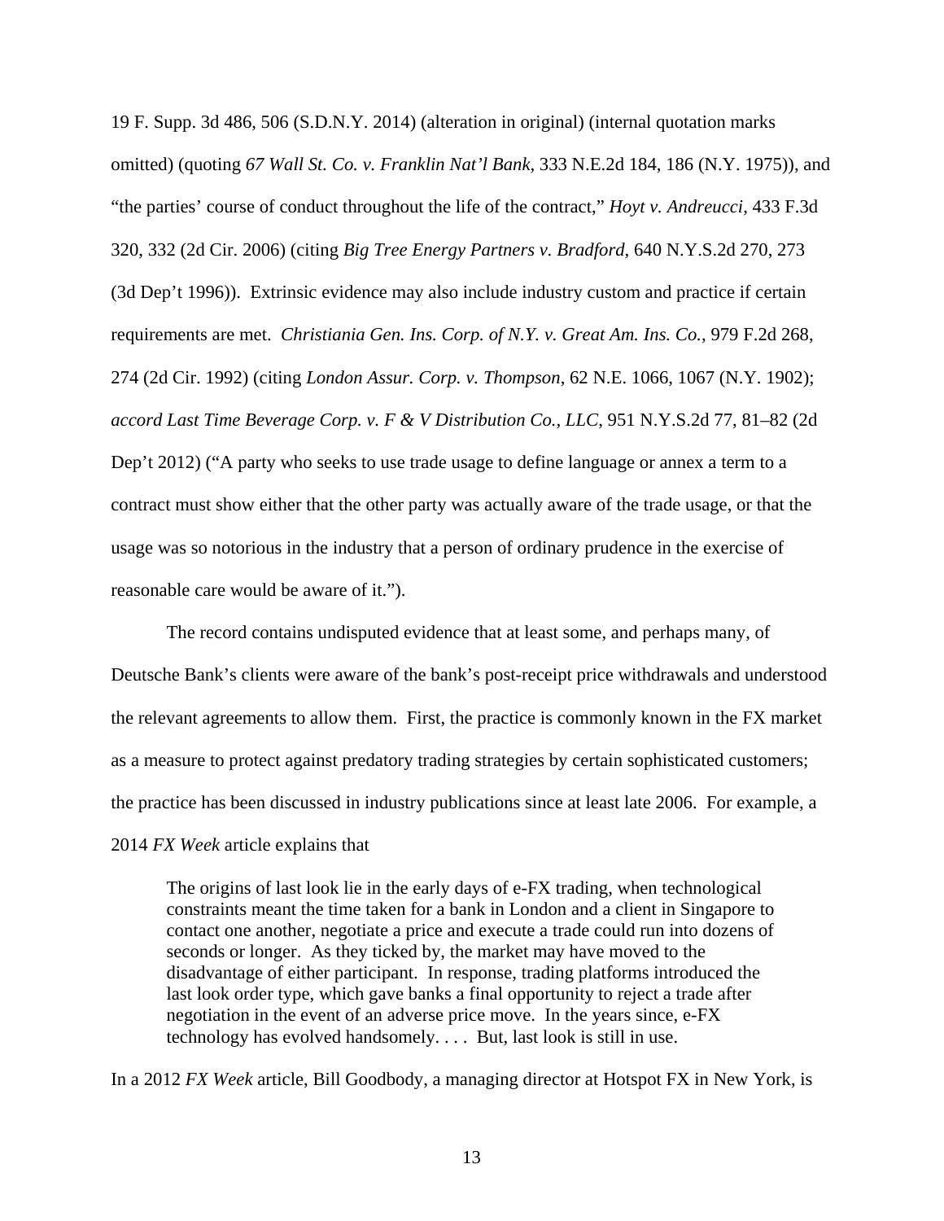19 F. Supp. 3d 486, 506 (S.D.N.Y. 2014) (alteration in original) (internal quotation marks omitted) (quoting *67 Wall St. Co. v. Franklin Nat'l Bank*, 333 N.E.2d 184, 186 (N.Y. 1975)), and "the parties' course of conduct throughout the life of the contract," *Hoyt v. Andreucci*, 433 F.3d 320, 332 (2d Cir. 2006) (citing *Big Tree Energy Partners v. Bradford*, 640 N.Y.S.2d 270, 273 (3d Dep't 1996)). Extrinsic evidence may also include industry custom and practice if certain requirements are met. *Christiania Gen. Ins. Corp. of N.Y. v. Great Am. Ins. Co.*, 979 F.2d 268, 274 (2d Cir. 1992) (citing *London Assur. Corp. v. Thompson*, 62 N.E. 1066, 1067 (N.Y. 1902); *accord Last Time Beverage Corp. v. F & V Distribution Co., LLC*, 951 N.Y.S.2d 77, 81–82 (2d Dep't 2012) ("A party who seeks to use trade usage to define language or annex a term to a contract must show either that the other party was actually aware of the trade usage, or that the usage was so notorious in the industry that a person of ordinary prudence in the exercise of reasonable care would be aware of it.").

The record contains undisputed evidence that at least some, and perhaps many, of Deutsche Bank's clients were aware of the bank's post-receipt price withdrawals and understood the relevant agreements to allow them. First, the practice is commonly known in the FX market as a measure to protect against predatory trading strategies by certain sophisticated customers; the practice has been discussed in industry publications since at least late 2006. For example, a 2014 *FX Week* article explains that

> The origins of last look lie in the early days of e-FX trading, when technological constraints meant the time taken for a bank in London and a client in Singapore to contact one another, negotiate a price and execute a trade could run into dozens of seconds or longer. As they ticked by, the market may have moved to the disadvantage of either participant. In response, trading platforms introduced the last look order type, which gave banks a final opportunity to reject a trade after negotiation in the event of an adverse price move. In the years since, e-FX technology has evolved handsomely. . . . But, last look is still in use.

In a 2012 *FX Week* article, Bill Goodbody, a managing director at Hotspot FX in New York, is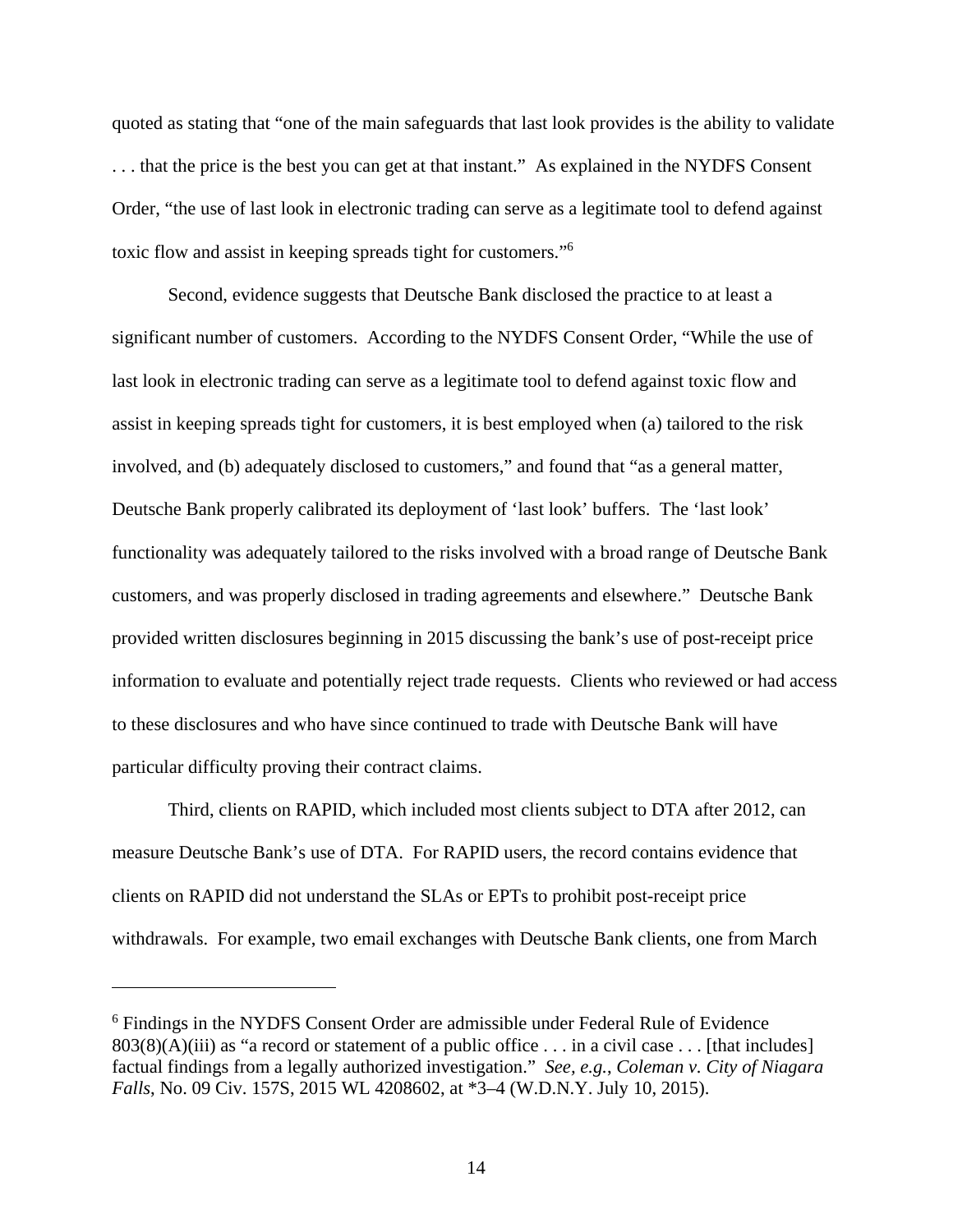quoted as stating that "one of the main safeguards that last look provides is the ability to validate . . . that the price is the best you can get at that instant." As explained in the NYDFS Consent Order, "the use of last look in electronic trading can serve as a legitimate tool to defend against toxic flow and assist in keeping spreads tight for customers."[6]

Second, evidence suggests that Deutsche Bank disclosed the practice to at least a significant number of customers. According to the NYDFS Consent Order, "While the use of last look in electronic trading can serve as a legitimate tool to defend against toxic flow and assist in keeping spreads tight for customers, it is best employed when (a) tailored to the risk involved, and (b) adequately disclosed to customers," and found that "as a general matter, Deutsche Bank properly calibrated its deployment of 'last look' buffers. The 'last look' functionality was adequately tailored to the risks involved with a broad range of Deutsche Bank customers, and was properly disclosed in trading agreements and elsewhere." Deutsche Bank provided written disclosures beginning in 2015 discussing the bank's use of post-receipt price information to evaluate and potentially reject trade requests. Clients who reviewed or had access to these disclosures and who have since continued to trade with Deutsche Bank will have particular difficulty proving their contract claims.

Third, clients on RAPID, which included most clients subject to DTA after 2012, can measure Deutsche Bank's use of DTA. For RAPID users, the record contains evidence that clients on RAPID did not understand the SLAs or EPTs to prohibit post-receipt price withdrawals. For example, two email exchanges with Deutsche Bank clients, one from March

---

[6] Findings in the NYDFS Consent Order are admissible under Federal Rule of Evidence 803(8)(A)(iii) as "a record or statement of a public office . . . in a civil case . . . [that includes] factual findings from a legally authorized investigation." *See, e.g.*, *Coleman v. City of Niagara Falls*, No. 09 Civ. 157S, 2015 WL 4208602, at *3–4 (W.D.N.Y. July 10, 2015).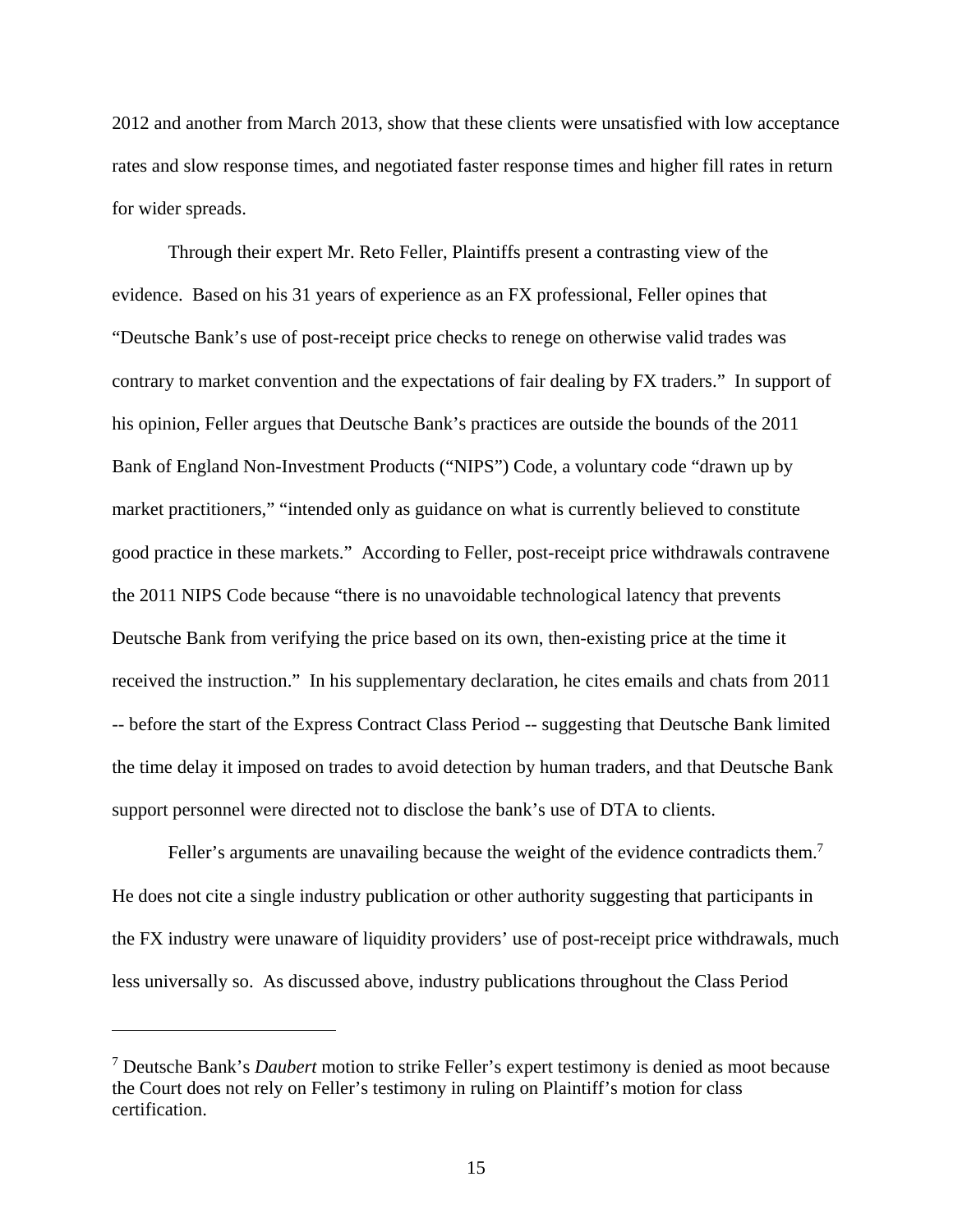2012 and another from March 2013, show that these clients were unsatisfied with low acceptance rates and slow response times, and negotiated faster response times and higher fill rates in return for wider spreads.

Through their expert Mr. Reto Feller, Plaintiffs present a contrasting view of the evidence. Based on his 31 years of experience as an FX professional, Feller opines that "Deutsche Bank's use of post-receipt price checks to renege on otherwise valid trades was contrary to market convention and the expectations of fair dealing by FX traders." In support of his opinion, Feller argues that Deutsche Bank's practices are outside the bounds of the 2011 Bank of England Non-Investment Products ("NIPS") Code, a voluntary code "drawn up by market practitioners," "intended only as guidance on what is currently believed to constitute good practice in these markets." According to Feller, post-receipt price withdrawals contravene the 2011 NIPS Code because "there is no unavoidable technological latency that prevents Deutsche Bank from verifying the price based on its own, then-existing price at the time it received the instruction." In his supplementary declaration, he cites emails and chats from 2011 -- before the start of the Express Contract Class Period -- suggesting that Deutsche Bank limited the time delay it imposed on trades to avoid detection by human traders, and that Deutsche Bank support personnel were directed not to disclose the bank's use of DTA to clients.

Feller's arguments are unavailing because the weight of the evidence contradicts them.[7] He does not cite a single industry publication or other authority suggesting that participants in the FX industry were unaware of liquidity providers' use of post-receipt price withdrawals, much less universally so. As discussed above, industry publications throughout the Class Period

---

[7] Deutsche Bank's *Daubert* motion to strike Feller's expert testimony is denied as moot because the Court does not rely on Feller's testimony in ruling on Plaintiff's motion for class certification.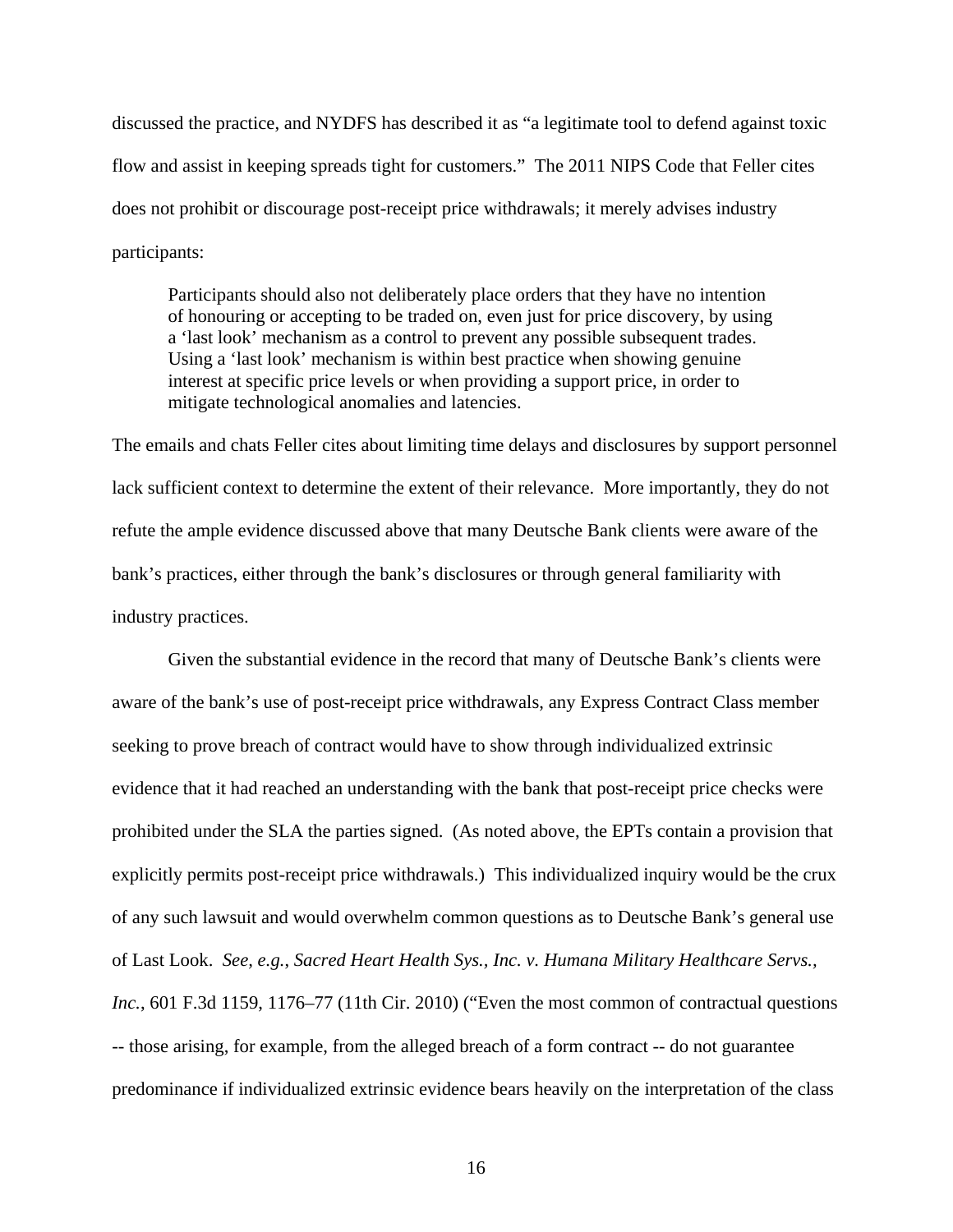discussed the practice, and NYDFS has described it as "a legitimate tool to defend against toxic flow and assist in keeping spreads tight for customers." The 2011 NIPS Code that Feller cites does not prohibit or discourage post-receipt price withdrawals; it merely advises industry participants:

> Participants should also not deliberately place orders that they have no intention of honouring or accepting to be traded on, even just for price discovery, by using a 'last look' mechanism as a control to prevent any possible subsequent trades. Using a 'last look' mechanism is within best practice when showing genuine interest at specific price levels or when providing a support price, in order to mitigate technological anomalies and latencies.

The emails and chats Feller cites about limiting time delays and disclosures by support personnel lack sufficient context to determine the extent of their relevance. More importantly, they do not refute the ample evidence discussed above that many Deutsche Bank clients were aware of the bank's practices, either through the bank's disclosures or through general familiarity with industry practices.

Given the substantial evidence in the record that many of Deutsche Bank's clients were aware of the bank's use of post-receipt price withdrawals, any Express Contract Class member seeking to prove breach of contract would have to show through individualized extrinsic evidence that it had reached an understanding with the bank that post-receipt price checks were prohibited under the SLA the parties signed. (As noted above, the EPTs contain a provision that explicitly permits post-receipt price withdrawals.) This individualized inquiry would be the crux of any such lawsuit and would overwhelm common questions as to Deutsche Bank's general use of Last Look. *See, e.g.*, *Sacred Heart Health Sys., Inc. v. Humana Military Healthcare Servs., Inc.*, 601 F.3d 1159, 1176–77 (11th Cir. 2010) ("Even the most common of contractual questions -- those arising, for example, from the alleged breach of a form contract -- do not guarantee predominance if individualized extrinsic evidence bears heavily on the interpretation of the class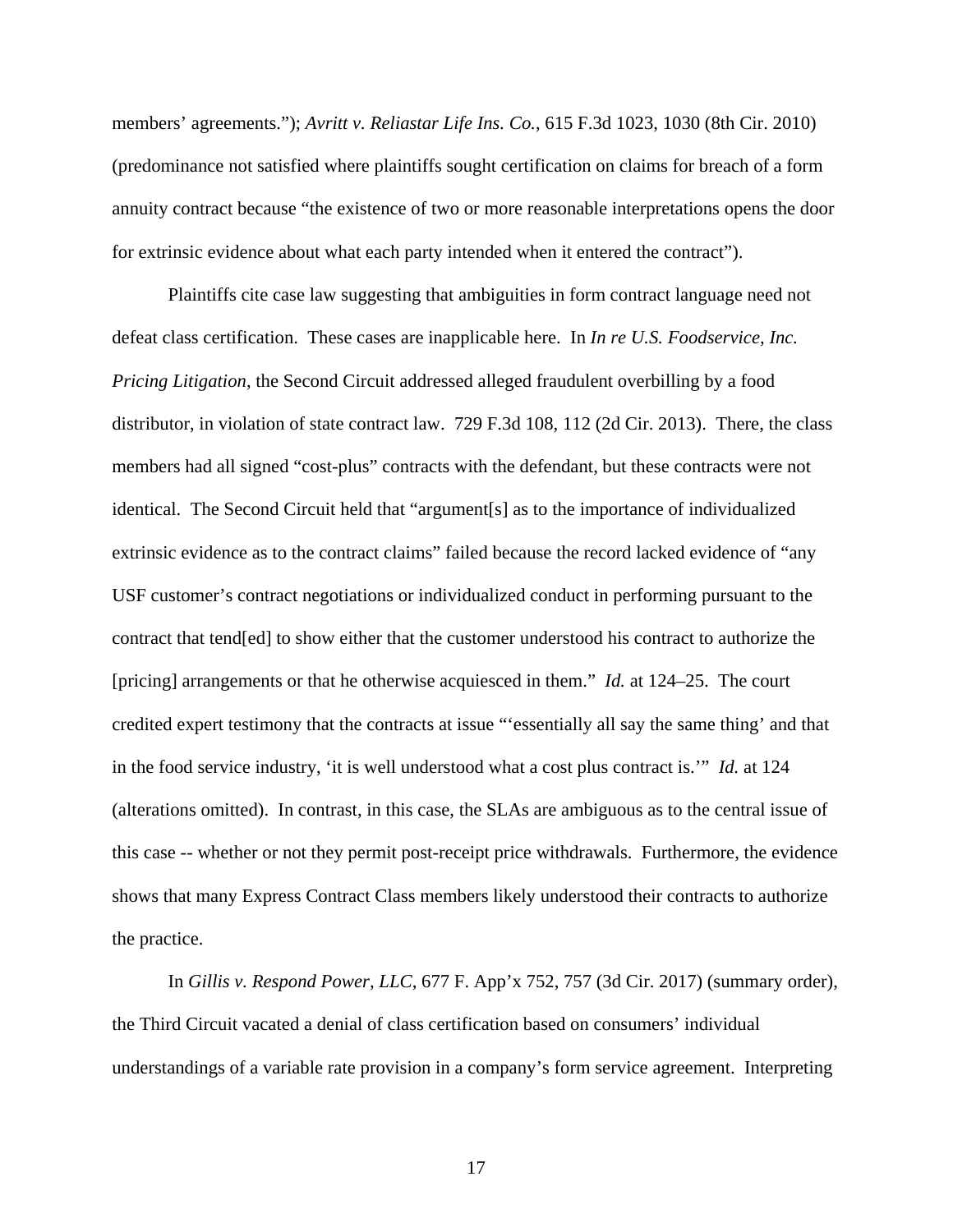members' agreements."); *Avritt v. Reliastar Life Ins. Co.*, 615 F.3d 1023, 1030 (8th Cir. 2010) (predominance not satisfied where plaintiffs sought certification on claims for breach of a form annuity contract because "the existence of two or more reasonable interpretations opens the door for extrinsic evidence about what each party intended when it entered the contract").

Plaintiffs cite case law suggesting that ambiguities in form contract language need not defeat class certification. These cases are inapplicable here. In *In re U.S. Foodservice, Inc. Pricing Litigation*, the Second Circuit addressed alleged fraudulent overbilling by a food distributor, in violation of state contract law. 729 F.3d 108, 112 (2d Cir. 2013). There, the class members had all signed "cost-plus" contracts with the defendant, but these contracts were not identical. The Second Circuit held that "argument[s] as to the importance of individualized extrinsic evidence as to the contract claims" failed because the record lacked evidence of "any USF customer's contract negotiations or individualized conduct in performing pursuant to the contract that tend[ed] to show either that the customer understood his contract to authorize the [pricing] arrangements or that he otherwise acquiesced in them." *Id.* at 124–25. The court credited expert testimony that the contracts at issue "'essentially all say the same thing' and that in the food service industry, 'it is well understood what a cost plus contract is.'" *Id.* at 124 (alterations omitted). In contrast, in this case, the SLAs are ambiguous as to the central issue of this case -- whether or not they permit post-receipt price withdrawals. Furthermore, the evidence shows that many Express Contract Class members likely understood their contracts to authorize the practice.

In *Gillis v. Respond Power, LLC*, 677 F. App'x 752, 757 (3d Cir. 2017) (summary order), the Third Circuit vacated a denial of class certification based on consumers' individual understandings of a variable rate provision in a company's form service agreement. Interpreting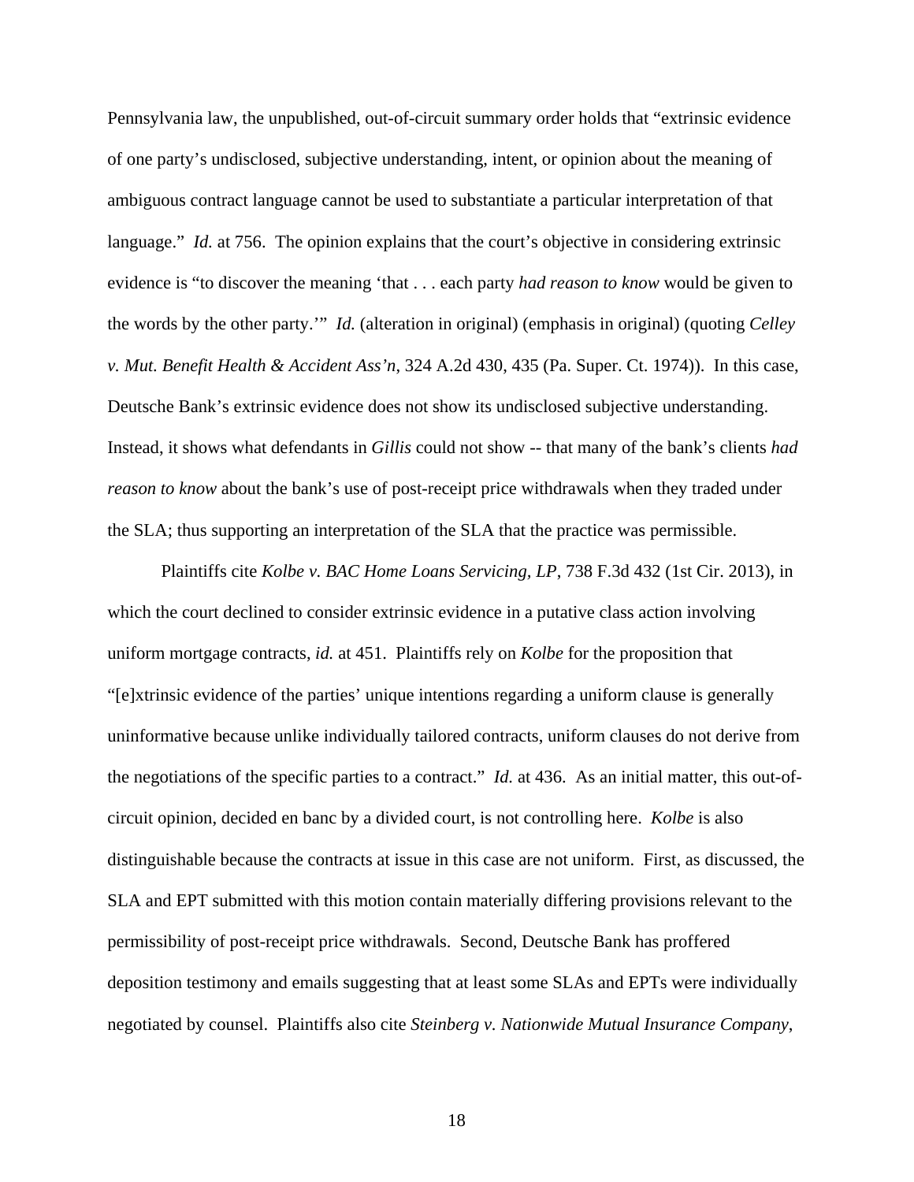Pennsylvania law, the unpublished, out-of-circuit summary order holds that "extrinsic evidence of one party's undisclosed, subjective understanding, intent, or opinion about the meaning of ambiguous contract language cannot be used to substantiate a particular interpretation of that language." *Id.* at 756. The opinion explains that the court's objective in considering extrinsic evidence is "to discover the meaning 'that . . . each party *had reason to know* would be given to the words by the other party.'" *Id.* (alteration in original) (emphasis in original) (quoting *Celley v. Mut. Benefit Health & Accident Ass'n*, 324 A.2d 430, 435 (Pa. Super. Ct. 1974)). In this case, Deutsche Bank's extrinsic evidence does not show its undisclosed subjective understanding. Instead, it shows what defendants in *Gillis* could not show -- that many of the bank's clients *had reason to know* about the bank's use of post-receipt price withdrawals when they traded under the SLA; thus supporting an interpretation of the SLA that the practice was permissible.

Plaintiffs cite *Kolbe v. BAC Home Loans Servicing, LP*, 738 F.3d 432 (1st Cir. 2013), in which the court declined to consider extrinsic evidence in a putative class action involving uniform mortgage contracts, *id.* at 451. Plaintiffs rely on *Kolbe* for the proposition that "[e]xtrinsic evidence of the parties' unique intentions regarding a uniform clause is generally uninformative because unlike individually tailored contracts, uniform clauses do not derive from the negotiations of the specific parties to a contract." *Id.* at 436. As an initial matter, this out-of-circuit opinion, decided en banc by a divided court, is not controlling here. *Kolbe* is also distinguishable because the contracts at issue in this case are not uniform. First, as discussed, the SLA and EPT submitted with this motion contain materially differing provisions relevant to the permissibility of post-receipt price withdrawals. Second, Deutsche Bank has proffered deposition testimony and emails suggesting that at least some SLAs and EPTs were individually negotiated by counsel. Plaintiffs also cite *Steinberg v. Nationwide Mutual Insurance Company*,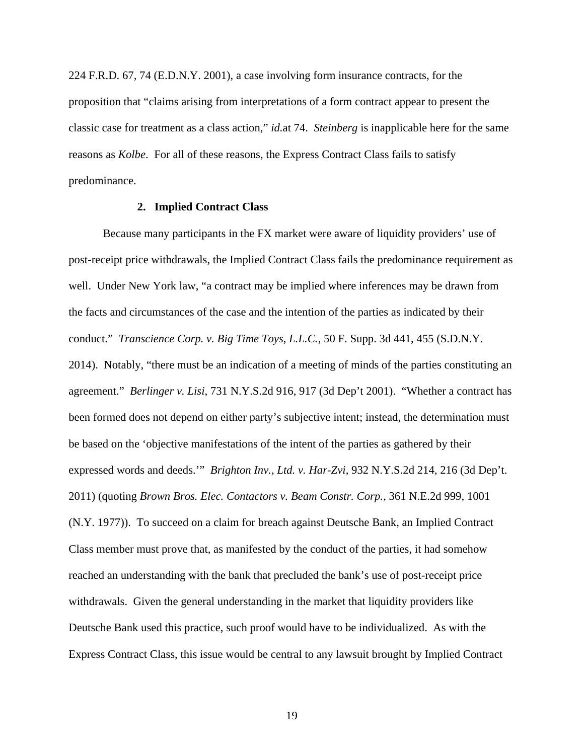224 F.R.D. 67, 74 (E.D.N.Y. 2001), a case involving form insurance contracts, for the proposition that "claims arising from interpretations of a form contract appear to present the classic case for treatment as a class action," *id.*at 74. *Steinberg* is inapplicable here for the same reasons as *Kolbe*. For all of these reasons, the Express Contract Class fails to satisfy predominance.

**2. Implied Contract Class**

Because many participants in the FX market were aware of liquidity providers' use of post-receipt price withdrawals, the Implied Contract Class fails the predominance requirement as well. Under New York law, "a contract may be implied where inferences may be drawn from the facts and circumstances of the case and the intention of the parties as indicated by their conduct." *Transcience Corp. v. Big Time Toys, L.L.C.*, 50 F. Supp. 3d 441, 455 (S.D.N.Y. 2014). Notably, "there must be an indication of a meeting of minds of the parties constituting an agreement." *Berlinger v. Lisi*, 731 N.Y.S.2d 916, 917 (3d Dep't 2001). "Whether a contract has been formed does not depend on either party's subjective intent; instead, the determination must be based on the 'objective manifestations of the intent of the parties as gathered by their expressed words and deeds.'" *Brighton Inv., Ltd. v. Har-Zvi*, 932 N.Y.S.2d 214, 216 (3d Dep't. 2011) (quoting *Brown Bros. Elec. Contactors v. Beam Constr. Corp.*, 361 N.E.2d 999, 1001 (N.Y. 1977)). To succeed on a claim for breach against Deutsche Bank, an Implied Contract Class member must prove that, as manifested by the conduct of the parties, it had somehow reached an understanding with the bank that precluded the bank's use of post-receipt price withdrawals. Given the general understanding in the market that liquidity providers like Deutsche Bank used this practice, such proof would have to be individualized. As with the Express Contract Class, this issue would be central to any lawsuit brought by Implied Contract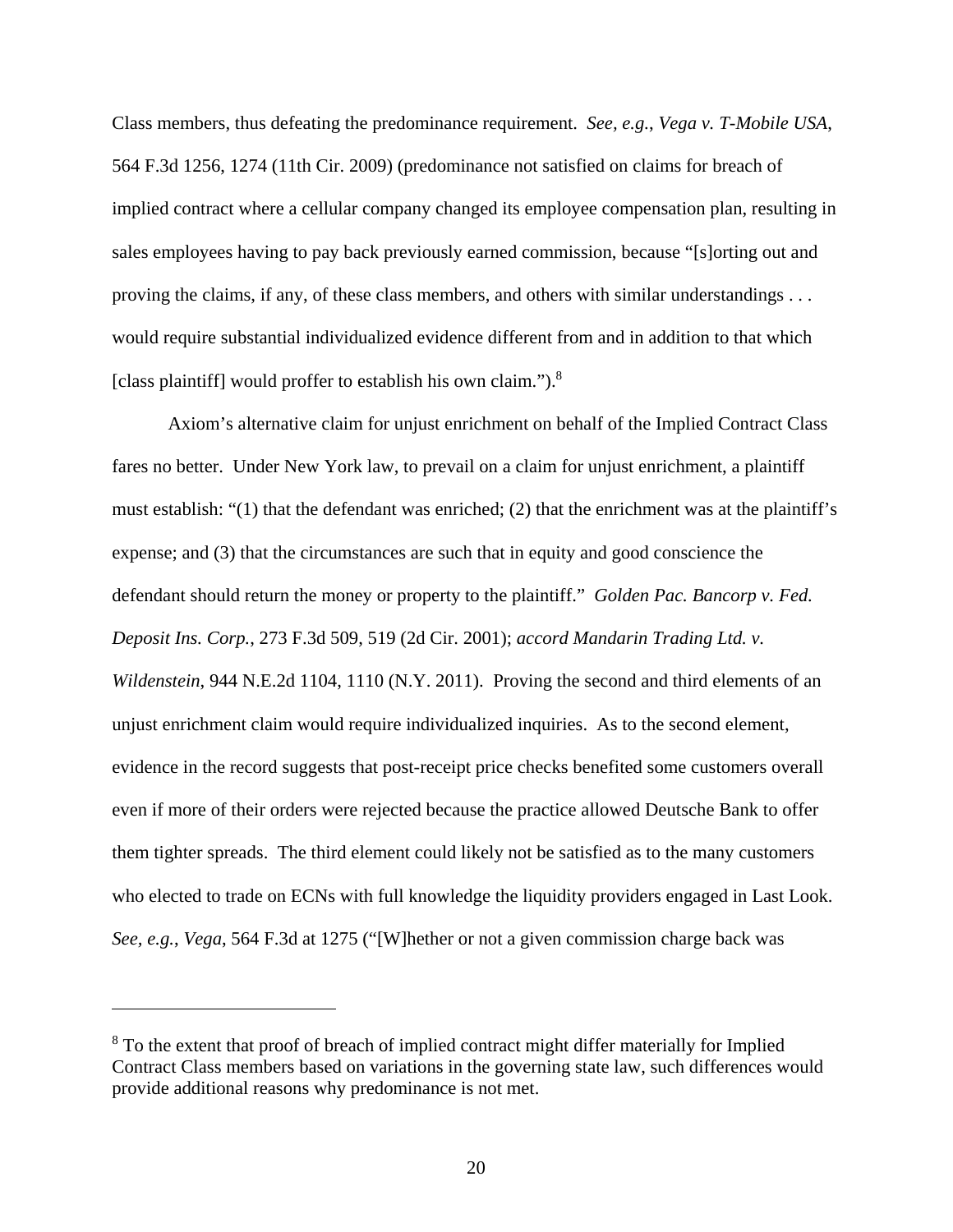Class members, thus defeating the predominance requirement. *See, e.g.*, *Vega v. T-Mobile USA*, 564 F.3d 1256, 1274 (11th Cir. 2009) (predominance not satisfied on claims for breach of implied contract where a cellular company changed its employee compensation plan, resulting in sales employees having to pay back previously earned commission, because "[s]orting out and proving the claims, if any, of these class members, and others with similar understandings . . . would require substantial individualized evidence different from and in addition to that which [class plaintiff] would proffer to establish his own claim.").[8]

Axiom's alternative claim for unjust enrichment on behalf of the Implied Contract Class fares no better. Under New York law, to prevail on a claim for unjust enrichment, a plaintiff must establish: "(1) that the defendant was enriched; (2) that the enrichment was at the plaintiff's expense; and (3) that the circumstances are such that in equity and good conscience the defendant should return the money or property to the plaintiff." *Golden Pac. Bancorp v. Fed. Deposit Ins. Corp.*, 273 F.3d 509, 519 (2d Cir. 2001); *accord Mandarin Trading Ltd. v. Wildenstein*, 944 N.E.2d 1104, 1110 (N.Y. 2011). Proving the second and third elements of an unjust enrichment claim would require individualized inquiries. As to the second element, evidence in the record suggests that post-receipt price checks benefited some customers overall even if more of their orders were rejected because the practice allowed Deutsche Bank to offer them tighter spreads. The third element could likely not be satisfied as to the many customers who elected to trade on ECNs with full knowledge the liquidity providers engaged in Last Look. *See, e.g.*, *Vega*, 564 F.3d at 1275 ("[W]hether or not a given commission charge back was

---

[8] To the extent that proof of breach of implied contract might differ materially for Implied Contract Class members based on variations in the governing state law, such differences would provide additional reasons why predominance is not met.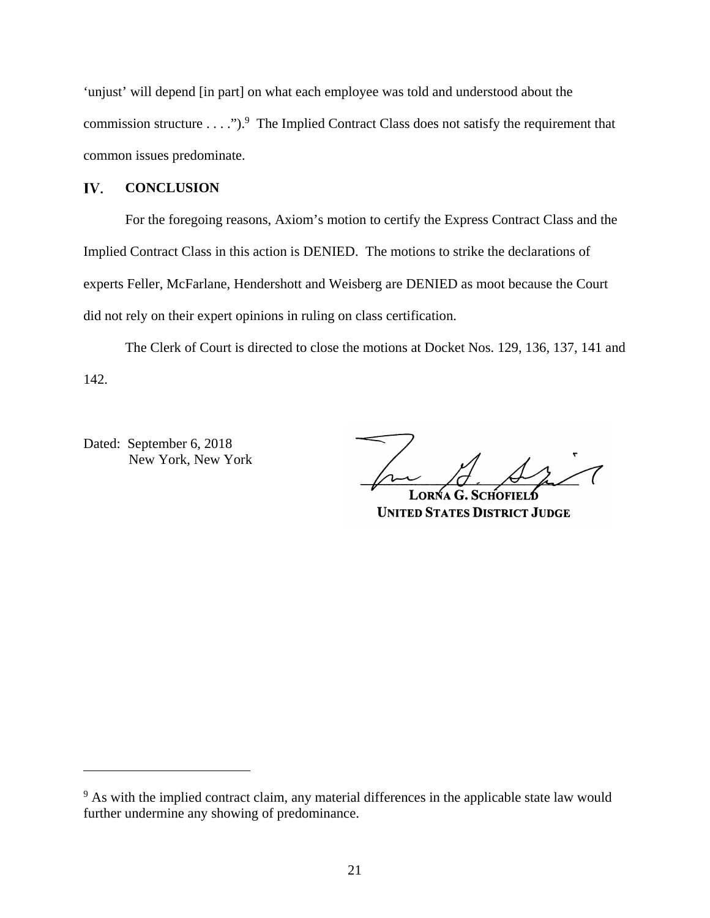'unjust' will depend [in part] on what each employee was told and understood about the commission structure . . . .").[9] The Implied Contract Class does not satisfy the requirement that common issues predominate.

## IV. CONCLUSION

For the foregoing reasons, Axiom's motion to certify the Express Contract Class and the Implied Contract Class in this action is DENIED. The motions to strike the declarations of experts Feller, McFarlane, Hendershott and Weisberg are DENIED as moot because the Court did not rely on their expert opinions in ruling on class certification.

The Clerk of Court is directed to close the motions at Docket Nos. 129, 136, 137, 141 and 142.

Dated: September 6, 2018
New York, New York

**LORNA G. SCHOFIELD**
**UNITED STATES DISTRICT JUDGE**

---

[9] As with the implied contract claim, any material differences in the applicable state law would further undermine any showing of predominance.